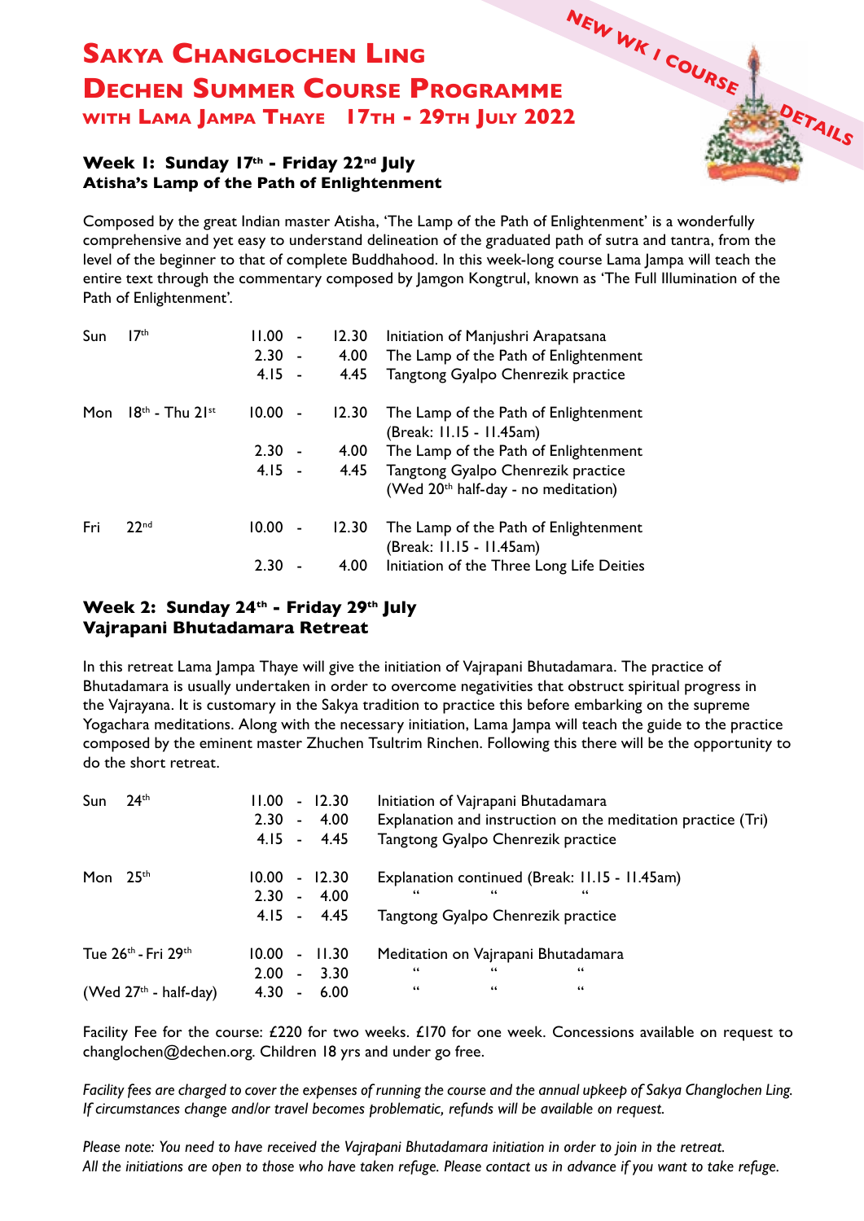# Sakya Changlochen Ling

# Dechen Summer Course Programme

## with Lama Jampa Thaye 17th - 29th July 2022

NEW WK 1 COURSE DETAILS

### Week 1: Sunday 17th - Friday 22nd July

### Atisha's Lamp of the Path of Enlightenment

Composed by the great Indian master Atisha, 'The Lamp of the Path of Enlightenment' is a wonderfully comprehensive and yet easy to understand delineation of the graduated path of sutra and tantra, from the level of the beginner to that of complete Buddhahood. In this week-long course Lama Jampa will teach the entire text through the commentary composed by Jamgon Kongtrul, known as 'The Full Illumination of the Path of Enlightenment'.

| | | | |
|---|---|---|---|
| Sun | 17th | 11.00 - 12.30 | Initiation of Manjushri Arapatsana |
| | | 2.30 - 4.00 | The Lamp of the Path of Enlightenment |
| | | 4.15 - 4.45 | Tangtong Gyalpo Chenrezik practice |
| Mon | 18th - Thu 21st | 10.00 - 12.30 | The Lamp of the Path of Enlightenment (Break: 11.15 - 11.45am) |
| | | 2.30 - 4.00 | The Lamp of the Path of Enlightenment |
| | | 4.15 - 4.45 | Tangtong Gyalpo Chenrezik practice (Wed 20th half-day - no meditation) |
| Fri | 22nd | 10.00 - 12.30 | The Lamp of the Path of Enlightenment (Break: 11.15 - 11.45am) |
| | | 2.30 - 4.00 | Initiation of the Three Long Life Deities |

### Week 2: Sunday 24th - Friday 29th July

### Vajrapani Bhutadamara Retreat

In this retreat Lama Jampa Thaye will give the initiation of Vajrapani Bhutadamara. The practice of Bhutadamara is usually undertaken in order to overcome negativities that obstruct spiritual progress in the Vajrayana. It is customary in the Sakya tradition to practice this before embarking on the supreme Yogachara meditations. Along with the necessary initiation, Lama Jampa will teach the guide to the practice composed by the eminent master Zhuchen Tsultrim Rinchen. Following this there will be the opportunity to do the short retreat.

| | | | |
|---|---|---|---|
| Sun | 24th | 11.00 - 12.30 | Initiation of Vajrapani Bhutadamara |
| | | 2.30 - 4.00 | Explanation and instruction on the meditation practice (Tri) |
| | | 4.15 - 4.45 | Tangtong Gyalpo Chenrezik practice |
| Mon | 25th | 10.00 - 12.30 | Explanation continued (Break: 11.15 - 11.45am) |
| | | 2.30 - 4.00 | " " " |
| | | 4.15 - 4.45 | Tangtong Gyalpo Chenrezik practice |
| Tue 26th - Fri 29th | | 10.00 - 11.30 | Meditation on Vajrapani Bhutadamara |
| | | 2.00 - 3.30 | " " " |
| (Wed 27th - half-day) | | 4.30 - 6.00 | " " " |

Facility Fee for the course: £220 for two weeks. £170 for one week. Concessions available on request to changlochen@dechen.org. Children 18 yrs and under go free.

*Facility fees are charged to cover the expenses of running the course and the annual upkeep of Sakya Changlochen Ling. If circumstances change and/or travel becomes problematic, refunds will be available on request.*

*Please note: You need to have received the Vajrapani Bhutadamara initiation in order to join in the retreat. All the initiations are open to those who have taken refuge. Please contact us in advance if you want to take refuge.*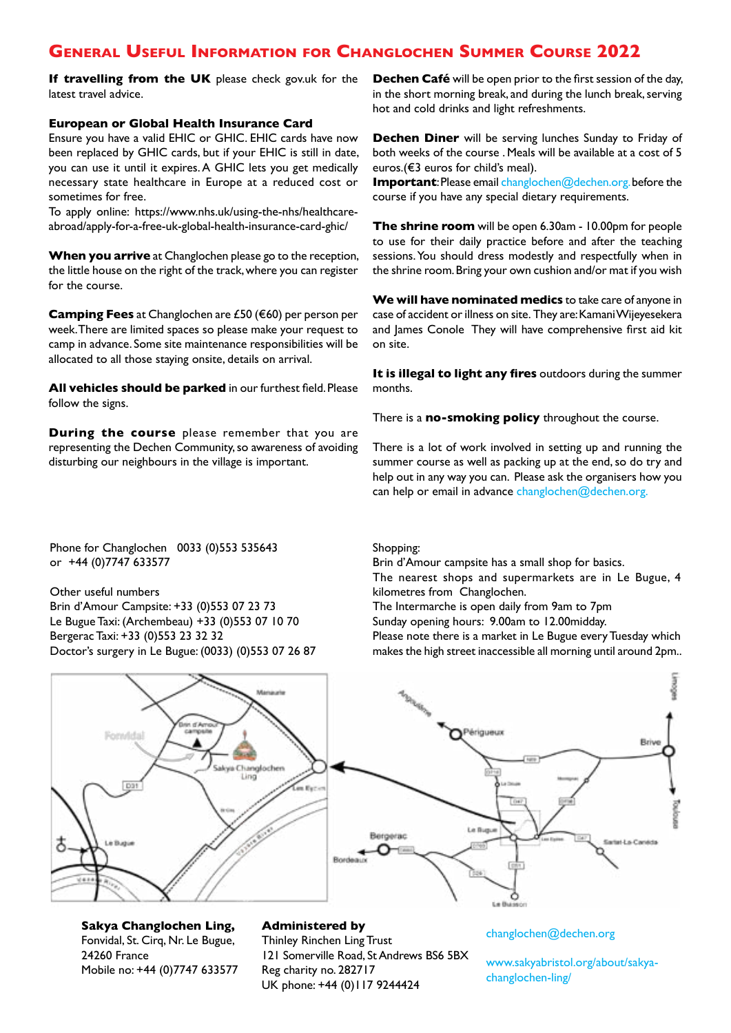# General Useful Information for Changlochen Summer Course 2022

**If travelling from the UK** please check gov.uk for the latest travel advice.

**European or Global Health Insurance Card**
Ensure you have a valid EHIC or GHIC. EHIC cards have now been replaced by GHIC cards, but if your EHIC is still in date, you can use it until it expires. A GHIC lets you get medically necessary state healthcare in Europe at a reduced cost or sometimes for free.
To apply online: https://www.nhs.uk/using-the-nhs/healthcare-abroad/apply-for-a-free-uk-global-health-insurance-card-ghic/

**When you arrive** at Changlochen please go to the reception, the little house on the right of the track, where you can register for the course.

**Camping Fees** at Changlochen are £50 (€60) per person per week. There are limited spaces so please make your request to camp in advance. Some site maintenance responsibilities will be allocated to all those staying onsite, details on arrival.

**All vehicles should be parked** in our furthest field. Please follow the signs.

**During the course** please remember that you are representing the Dechen Community, so awareness of avoiding disturbing our neighbours in the village is important.

**Dechen Café** will be open prior to the first session of the day, in the short morning break, and during the lunch break, serving hot and cold drinks and light refreshments.

**Dechen Diner** will be serving lunches Sunday to Friday of both weeks of the course . Meals will be available at a cost of 5 euros.(€3 euros for child's meal).
**Important**: Please email changlochen@dechen.org. before the course if you have any special dietary requirements.

**The shrine room** will be open 6.30am - 10.00pm for people to use for their daily practice before and after the teaching sessions. You should dress modestly and respectfully when in the shrine room. Bring your own cushion and/or mat if you wish

**We will have nominated medics** to take care of anyone in case of accident or illness on site. They are: Kamani Wijeyesekera and James Conole They will have comprehensive first aid kit on site.

**It is illegal to light any fires** outdoors during the summer months.

There is a **no-smoking policy** throughout the course.

There is a lot of work involved in setting up and running the summer course as well as packing up at the end, so do try and help out in any way you can. Please ask the organisers how you can help or email in advance changlochen@dechen.org.

Phone for Changlochen 0033 (0)553 535643
or +44 (0)7747 633577

Other useful numbers
Brin d'Amour Campsite: +33 (0)553 07 23 73
Le Bugue Taxi: (Archembeau) +33 (0)553 07 10 70
Bergerac Taxi: +33 (0)553 23 32 32
Doctor's surgery in Le Bugue: (0033) (0)553 07 26 87

Shopping:
Brin d'Amour campsite has a small shop for basics.
The nearest shops and supermarkets are in Le Bugue, 4 kilometres from Changlochen.
The Intermarche is open daily from 9am to 7pm
Sunday opening hours: 9.00am to 12.00midday.
Please note there is a market in Le Bugue every Tuesday which makes the high street inaccessible all morning until around 2pm..

Manaurie
Fonvidal
Brin d'Amour campsite
Sakya Changlochen Ling
D31
Les Eyzies
Le Bugue
Vézère River
Angoulême
Périgueux
Limoges
Brive
Toulouse
N89
D710
D47
D706
Le Bugue
Les Eyzies
Sarlat-La-Canéda
Bergerac
Bordeaux
D703
D31
D26
Le Buisson

**Sakya Changlochen Ling,**
Fonvidal, St. Cirq, Nr. Le Bugue,
24260 France
Mobile no: +44 (0)7747 633577

**Administered by**
Thinley Rinchen Ling Trust
121 Somerville Road, St Andrews BS6 5BX
Reg charity no. 282717
UK phone: +44 (0)117 9244424

changlochen@dechen.org

www.sakyabristol.org/about/sakya-changlochen-ling/